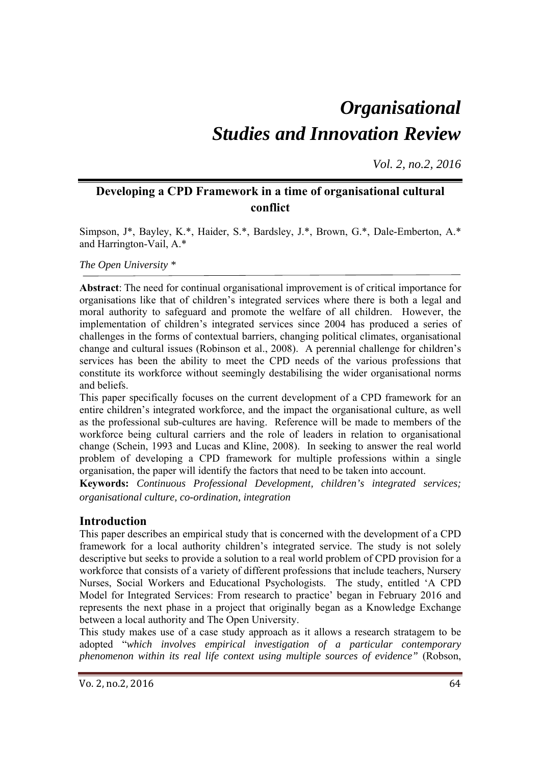# *Organisational Studies and Innovation Review*

*Vol. 2, no.2, 2016*

## Developing a CPD Framework in a time of organisational cultural conflict

Simpson, J*, Bayley, K.*, Haider, S.*, Bardsley, J.*, Brown, G.*, Dale-Emberton, A.* and Harrington-Vail, A.*

*The Open University **

**Abstract**: The need for continual organisational improvement is of critical importance for organisations like that of children's integrated services where there is both a legal and moral authority to safeguard and promote the welfare of all children. However, the implementation of children's integrated services since 2004 has produced a series of challenges in the forms of contextual barriers, changing political climates, organisational change and cultural issues (Robinson et al., 2008). A perennial challenge for children's services has been the ability to meet the CPD needs of the various professions that constitute its workforce without seemingly destabilising the wider organisational norms and beliefs.

This paper specifically focuses on the current development of a CPD framework for an entire children's integrated workforce, and the impact the organisational culture, as well as the professional sub-cultures are having. Reference will be made to members of the workforce being cultural carriers and the role of leaders in relation to organisational change (Schein, 1993 and Lucas and Kline, 2008). In seeking to answer the real world problem of developing a CPD framework for multiple professions within a single organisation, the paper will identify the factors that need to be taken into account.

**Keywords:** *Continuous Professional Development, children's integrated services; organisational culture, co-ordination, integration*

## Introduction

This paper describes an empirical study that is concerned with the development of a CPD framework for a local authority children's integrated service. The study is not solely descriptive but seeks to provide a solution to a real world problem of CPD provision for a workforce that consists of a variety of different professions that include teachers, Nursery Nurses, Social Workers and Educational Psychologists. The study, entitled 'A CPD Model for Integrated Services: From research to practice' began in February 2016 and represents the next phase in a project that originally began as a Knowledge Exchange between a local authority and The Open University.

This study makes use of a case study approach as it allows a research stratagem to be adopted "*which involves empirical investigation of a particular contemporary phenomenon within its real life context using multiple sources of evidence"* (Robson,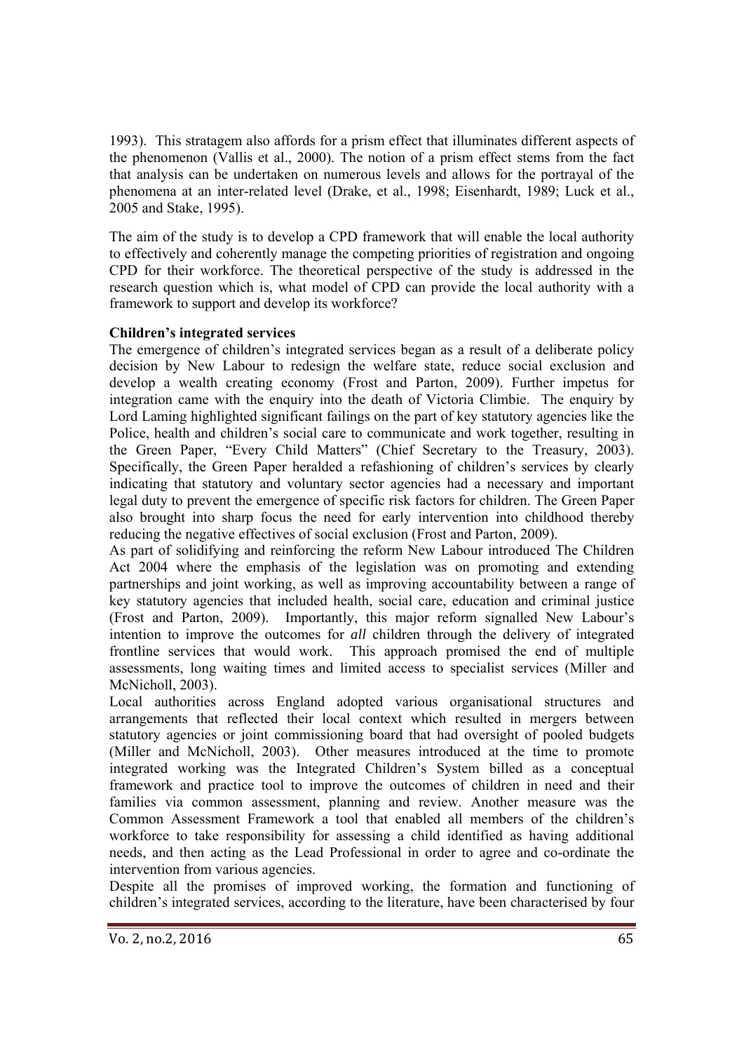1993). This stratagem also affords for a prism effect that illuminates different aspects of the phenomenon (Vallis et al., 2000). The notion of a prism effect stems from the fact that analysis can be undertaken on numerous levels and allows for the portrayal of the phenomena at an inter-related level (Drake, et al., 1998; Eisenhardt, 1989; Luck et al., 2005 and Stake, 1995).

The aim of the study is to develop a CPD framework that will enable the local authority to effectively and coherently manage the competing priorities of registration and ongoing CPD for their workforce. The theoretical perspective of the study is addressed in the research question which is, what model of CPD can provide the local authority with a framework to support and develop its workforce?

**Children's integrated services**

The emergence of children's integrated services began as a result of a deliberate policy decision by New Labour to redesign the welfare state, reduce social exclusion and develop a wealth creating economy (Frost and Parton, 2009). Further impetus for integration came with the enquiry into the death of Victoria Climbie. The enquiry by Lord Laming highlighted significant failings on the part of key statutory agencies like the Police, health and children's social care to communicate and work together, resulting in the Green Paper, "Every Child Matters" (Chief Secretary to the Treasury, 2003). Specifically, the Green Paper heralded a refashioning of children's services by clearly indicating that statutory and voluntary sector agencies had a necessary and important legal duty to prevent the emergence of specific risk factors for children. The Green Paper also brought into sharp focus the need for early intervention into childhood thereby reducing the negative effectives of social exclusion (Frost and Parton, 2009).

As part of solidifying and reinforcing the reform New Labour introduced The Children Act 2004 where the emphasis of the legislation was on promoting and extending partnerships and joint working, as well as improving accountability between a range of key statutory agencies that included health, social care, education and criminal justice (Frost and Parton, 2009). Importantly, this major reform signalled New Labour's intention to improve the outcomes for *all* children through the delivery of integrated frontline services that would work. This approach promised the end of multiple assessments, long waiting times and limited access to specialist services (Miller and McNicholl, 2003).

Local authorities across England adopted various organisational structures and arrangements that reflected their local context which resulted in mergers between statutory agencies or joint commissioning board that had oversight of pooled budgets (Miller and McNicholl, 2003). Other measures introduced at the time to promote integrated working was the Integrated Children's System billed as a conceptual framework and practice tool to improve the outcomes of children in need and their families via common assessment, planning and review. Another measure was the Common Assessment Framework a tool that enabled all members of the children's workforce to take responsibility for assessing a child identified as having additional needs, and then acting as the Lead Professional in order to agree and co-ordinate the intervention from various agencies.

Despite all the promises of improved working, the formation and functioning of children's integrated services, according to the literature, have been characterised by four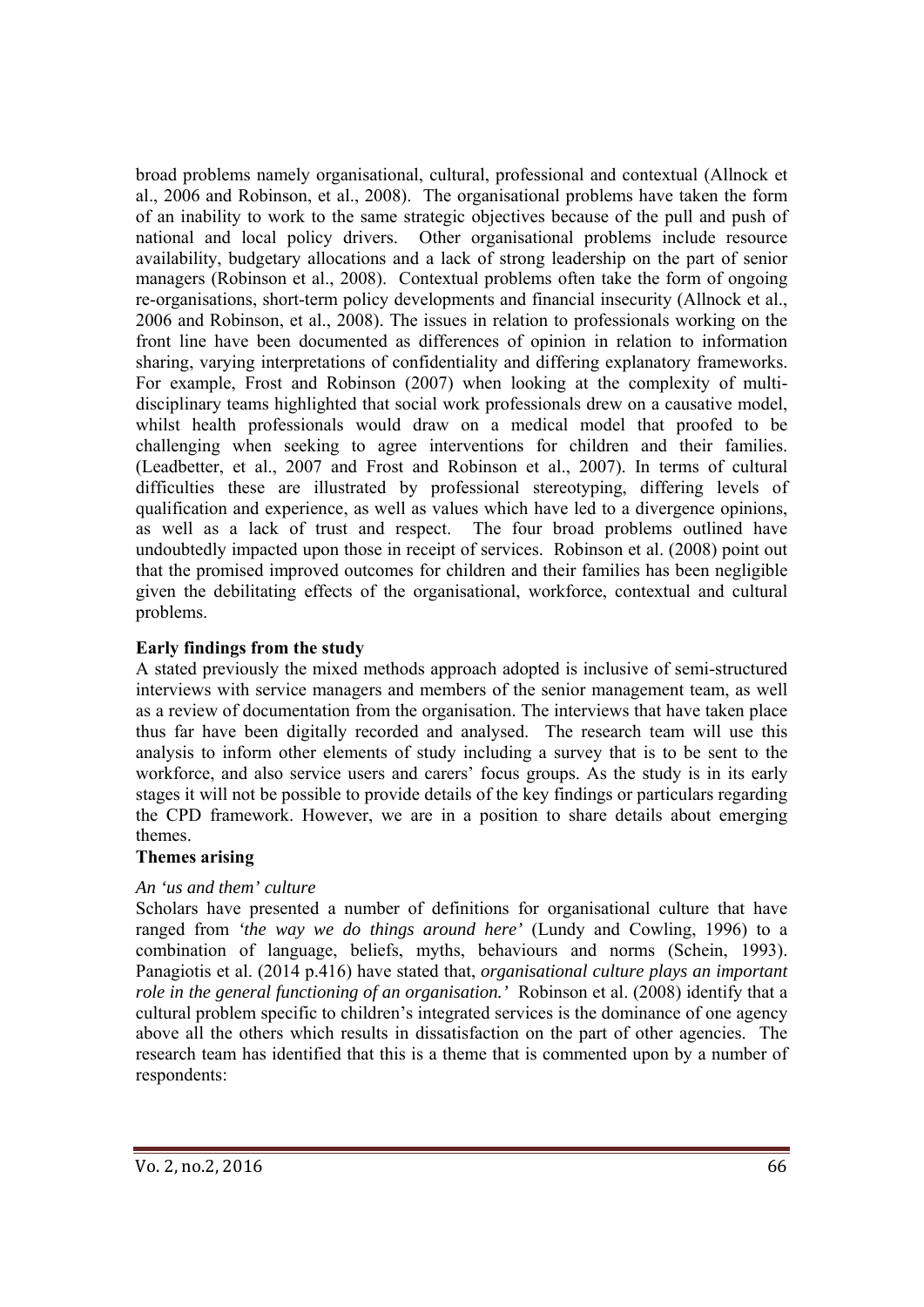broad problems namely organisational, cultural, professional and contextual (Allnock et al., 2006 and Robinson, et al., 2008). The organisational problems have taken the form of an inability to work to the same strategic objectives because of the pull and push of national and local policy drivers. Other organisational problems include resource availability, budgetary allocations and a lack of strong leadership on the part of senior managers (Robinson et al., 2008). Contextual problems often take the form of ongoing re-organisations, short-term policy developments and financial insecurity (Allnock et al., 2006 and Robinson, et al., 2008). The issues in relation to professionals working on the front line have been documented as differences of opinion in relation to information sharing, varying interpretations of confidentiality and differing explanatory frameworks. For example, Frost and Robinson (2007) when looking at the complexity of multi-disciplinary teams highlighted that social work professionals drew on a causative model, whilst health professionals would draw on a medical model that proofed to be challenging when seeking to agree interventions for children and their families. (Leadbetter, et al., 2007 and Frost and Robinson et al., 2007). In terms of cultural difficulties these are illustrated by professional stereotyping, differing levels of qualification and experience, as well as values which have led to a divergence opinions, as well as a lack of trust and respect. The four broad problems outlined have undoubtedly impacted upon those in receipt of services. Robinson et al. (2008) point out that the promised improved outcomes for children and their families has been negligible given the debilitating effects of the organisational, workforce, contextual and cultural problems.

**Early findings from the study**

A stated previously the mixed methods approach adopted is inclusive of semi-structured interviews with service managers and members of the senior management team, as well as a review of documentation from the organisation. The interviews that have taken place thus far have been digitally recorded and analysed. The research team will use this analysis to inform other elements of study including a survey that is to be sent to the workforce, and also service users and carers' focus groups. As the study is in its early stages it will not be possible to provide details of the key findings or particulars regarding the CPD framework. However, we are in a position to share details about emerging themes.

**Themes arising**

*An 'us and them' culture*

Scholars have presented a number of definitions for organisational culture that have ranged from *'the way we do things around here'* (Lundy and Cowling, 1996) to a combination of language, beliefs, myths, behaviours and norms (Schein, 1993). Panagiotis et al. (2014 p.416) have stated that, *organisational culture plays an important role in the general functioning of an organisation.'* Robinson et al. (2008) identify that a cultural problem specific to children's integrated services is the dominance of one agency above all the others which results in dissatisfaction on the part of other agencies. The research team has identified that this is a theme that is commented upon by a number of respondents: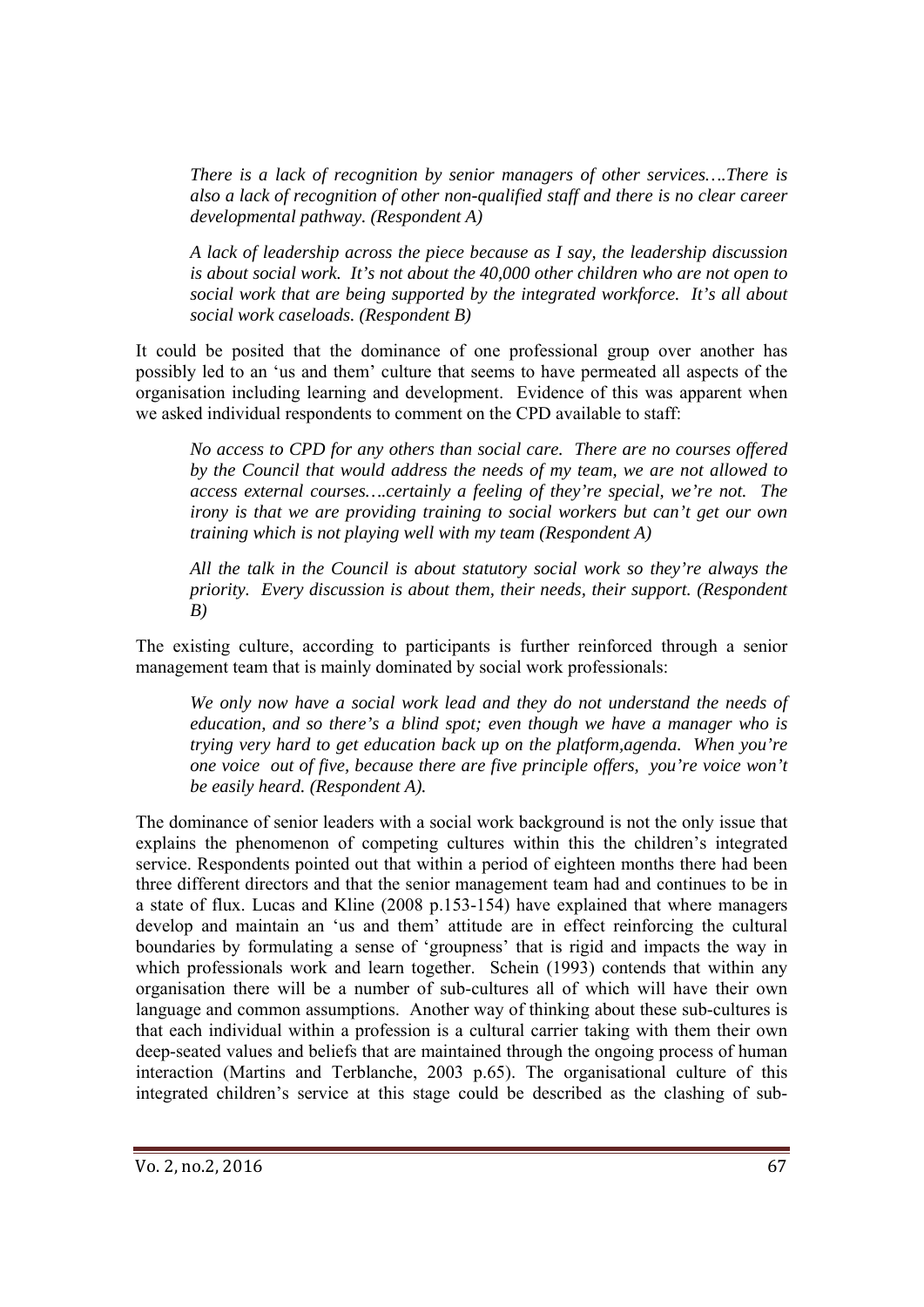*There is a lack of recognition by senior managers of other services….There is also a lack of recognition of other non-qualified staff and there is no clear career developmental pathway. (Respondent A)*

*A lack of leadership across the piece because as I say, the leadership discussion is about social work. It's not about the 40,000 other children who are not open to social work that are being supported by the integrated workforce. It's all about social work caseloads. (Respondent B)*

It could be posited that the dominance of one professional group over another has possibly led to an 'us and them' culture that seems to have permeated all aspects of the organisation including learning and development. Evidence of this was apparent when we asked individual respondents to comment on the CPD available to staff:

*No access to CPD for any others than social care. There are no courses offered by the Council that would address the needs of my team, we are not allowed to access external courses….certainly a feeling of they're special, we're not. The irony is that we are providing training to social workers but can't get our own training which is not playing well with my team (Respondent A)*

*All the talk in the Council is about statutory social work so they're always the priority. Every discussion is about them, their needs, their support. (Respondent B)*

The existing culture, according to participants is further reinforced through a senior management team that is mainly dominated by social work professionals:

*We only now have a social work lead and they do not understand the needs of education, and so there's a blind spot; even though we have a manager who is trying very hard to get education back up on the platform,agenda. When you're one voice out of five, because there are five principle offers, you're voice won't be easily heard. (Respondent A).*

The dominance of senior leaders with a social work background is not the only issue that explains the phenomenon of competing cultures within this the children's integrated service. Respondents pointed out that within a period of eighteen months there had been three different directors and that the senior management team had and continues to be in a state of flux. Lucas and Kline (2008 p.153-154) have explained that where managers develop and maintain an 'us and them' attitude are in effect reinforcing the cultural boundaries by formulating a sense of 'groupness' that is rigid and impacts the way in which professionals work and learn together. Schein (1993) contends that within any organisation there will be a number of sub-cultures all of which will have their own language and common assumptions. Another way of thinking about these sub-cultures is that each individual within a profession is a cultural carrier taking with them their own deep-seated values and beliefs that are maintained through the ongoing process of human interaction (Martins and Terblanche, 2003 p.65). The organisational culture of this integrated children's service at this stage could be described as the clashing of sub-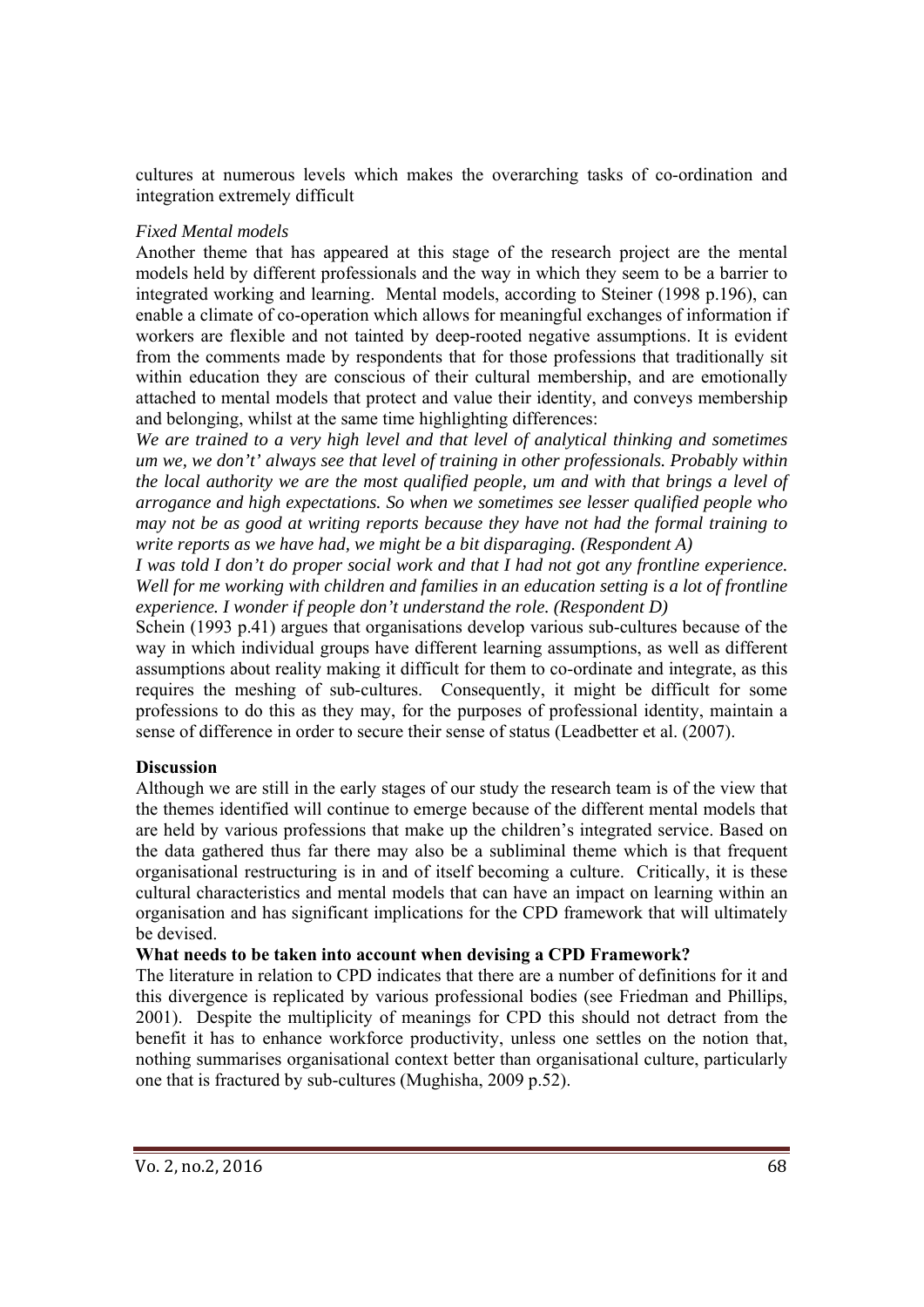cultures at numerous levels which makes the overarching tasks of co-ordination and integration extremely difficult

*Fixed Mental models*

Another theme that has appeared at this stage of the research project are the mental models held by different professionals and the way in which they seem to be a barrier to integrated working and learning. Mental models, according to Steiner (1998 p.196), can enable a climate of co-operation which allows for meaningful exchanges of information if workers are flexible and not tainted by deep-rooted negative assumptions. It is evident from the comments made by respondents that for those professions that traditionally sit within education they are conscious of their cultural membership, and are emotionally attached to mental models that protect and value their identity, and conveys membership and belonging, whilst at the same time highlighting differences:

*We are trained to a very high level and that level of analytical thinking and sometimes um we, we don't' always see that level of training in other professionals. Probably within the local authority we are the most qualified people, um and with that brings a level of arrogance and high expectations. So when we sometimes see lesser qualified people who may not be as good at writing reports because they have not had the formal training to write reports as we have had, we might be a bit disparaging. (Respondent A)*

*I was told I don't do proper social work and that I had not got any frontline experience. Well for me working with children and families in an education setting is a lot of frontline experience. I wonder if people don't understand the role. (Respondent D)*

Schein (1993 p.41) argues that organisations develop various sub-cultures because of the way in which individual groups have different learning assumptions, as well as different assumptions about reality making it difficult for them to co-ordinate and integrate, as this requires the meshing of sub-cultures. Consequently, it might be difficult for some professions to do this as they may, for the purposes of professional identity, maintain a sense of difference in order to secure their sense of status (Leadbetter et al. (2007).

**Discussion**

Although we are still in the early stages of our study the research team is of the view that the themes identified will continue to emerge because of the different mental models that are held by various professions that make up the children's integrated service. Based on the data gathered thus far there may also be a subliminal theme which is that frequent organisational restructuring is in and of itself becoming a culture. Critically, it is these cultural characteristics and mental models that can have an impact on learning within an organisation and has significant implications for the CPD framework that will ultimately be devised.

**What needs to be taken into account when devising a CPD Framework?**

The literature in relation to CPD indicates that there are a number of definitions for it and this divergence is replicated by various professional bodies (see Friedman and Phillips, 2001). Despite the multiplicity of meanings for CPD this should not detract from the benefit it has to enhance workforce productivity, unless one settles on the notion that, nothing summarises organisational context better than organisational culture, particularly one that is fractured by sub-cultures (Mughisha, 2009 p.52).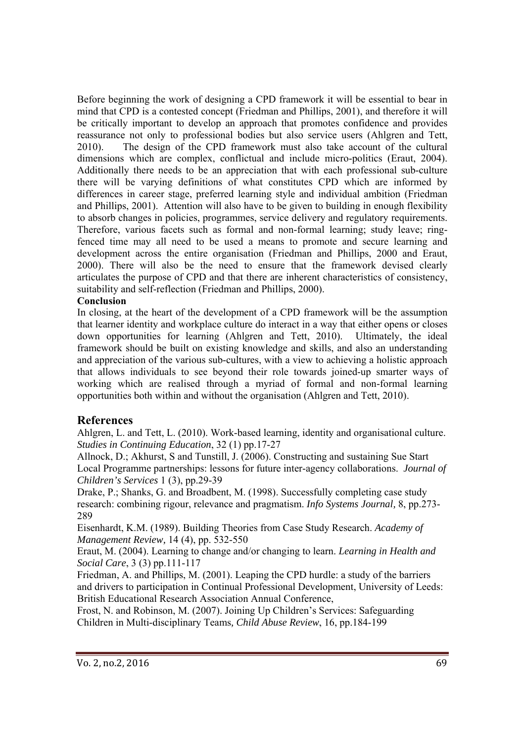Before beginning the work of designing a CPD framework it will be essential to bear in mind that CPD is a contested concept (Friedman and Phillips, 2001), and therefore it will be critically important to develop an approach that promotes confidence and provides reassurance not only to professional bodies but also service users (Ahlgren and Tett, 2010). The design of the CPD framework must also take account of the cultural dimensions which are complex, conflictual and include micro-politics (Eraut, 2004). Additionally there needs to be an appreciation that with each professional sub-culture there will be varying definitions of what constitutes CPD which are informed by differences in career stage, preferred learning style and individual ambition (Friedman and Phillips, 2001). Attention will also have to be given to building in enough flexibility to absorb changes in policies, programmes, service delivery and regulatory requirements. Therefore, various facets such as formal and non-formal learning; study leave; ring-fenced time may all need to be used a means to promote and secure learning and development across the entire organisation (Friedman and Phillips, 2000 and Eraut, 2000). There will also be the need to ensure that the framework devised clearly articulates the purpose of CPD and that there are inherent characteristics of consistency, suitability and self-reflection (Friedman and Phillips, 2000).

**Conclusion**

In closing, at the heart of the development of a CPD framework will be the assumption that learner identity and workplace culture do interact in a way that either opens or closes down opportunities for learning (Ahlgren and Tett, 2010). Ultimately, the ideal framework should be built on existing knowledge and skills, and also an understanding and appreciation of the various sub-cultures, with a view to achieving a holistic approach that allows individuals to see beyond their role towards joined-up smarter ways of working which are realised through a myriad of formal and non-formal learning opportunities both within and without the organisation (Ahlgren and Tett, 2010).

## References

Ahlgren, L. and Tett, L. (2010). Work-based learning, identity and organisational culture. *Studies in Continuing Education*, 32 (1) pp.17-27

Allnock, D.; Akhurst, S and Tunstill, J. (2006). Constructing and sustaining Sue Start Local Programme partnerships: lessons for future inter-agency collaborations. *Journal of Children's Services* 1 (3), pp.29-39

Drake, P.; Shanks, G. and Broadbent, M. (1998). Successfully completing case study research: combining rigour, relevance and pragmatism. *Info Systems Journal,* 8, pp.273-289

Eisenhardt, K.M. (1989). Building Theories from Case Study Research. *Academy of Management Review,* 14 (4), pp. 532-550

Eraut, M. (2004). Learning to change and/or changing to learn. *Learning in Health and Social Care*, 3 (3) pp.111-117

Friedman, A. and Phillips, M. (2001). Leaping the CPD hurdle: a study of the barriers and drivers to participation in Continual Professional Development, University of Leeds: British Educational Research Association Annual Conference,

Frost, N. and Robinson, M. (2007). Joining Up Children's Services: Safeguarding Children in Multi-disciplinary Teams, *Child Abuse Review*, 16, pp.184-199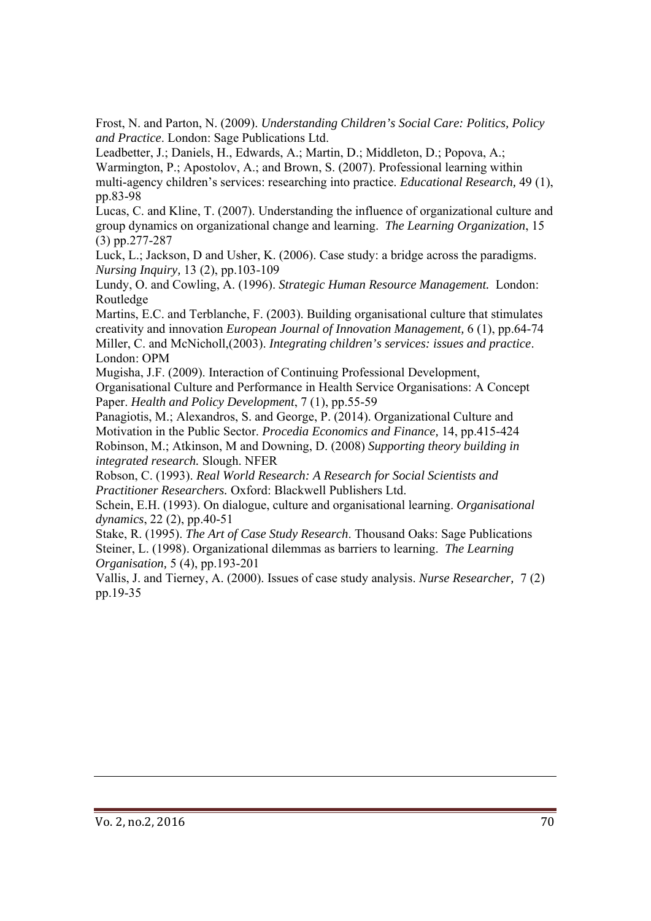Frost, N. and Parton, N. (2009). *Understanding Children's Social Care: Politics, Policy and Practice*. London: Sage Publications Ltd.

Leadbetter, J.; Daniels, H., Edwards, A.; Martin, D.; Middleton, D.; Popova, A.; Warmington, P.; Apostolov, A.; and Brown, S. (2007). Professional learning within multi-agency children's services: researching into practice. *Educational Research,* 49 (1), pp.83-98

Lucas, C. and Kline, T. (2007). Understanding the influence of organizational culture and group dynamics on organizational change and learning. *The Learning Organization*, 15 (3) pp.277-287

Luck, L.; Jackson, D and Usher, K. (2006). Case study: a bridge across the paradigms. *Nursing Inquiry,* 13 (2), pp.103-109

Lundy, O. and Cowling, A. (1996). *Strategic Human Resource Management.* London: Routledge

Martins, E.C. and Terblanche, F. (2003). Building organisational culture that stimulates creativity and innovation *European Journal of Innovation Management,* 6 (1), pp.64-74

Miller, C. and McNicholl,(2003). *Integrating children's services: issues and practice*. London: OPM

Mugisha, J.F. (2009). Interaction of Continuing Professional Development, Organisational Culture and Performance in Health Service Organisations: A Concept Paper. *Health and Policy Development*, 7 (1), pp.55-59

Panagiotis, M.; Alexandros, S. and George, P. (2014). Organizational Culture and Motivation in the Public Sector. *Procedia Economics and Finance,* 14, pp.415-424

Robinson, M.; Atkinson, M and Downing, D. (2008) *Supporting theory building in integrated research.* Slough. NFER

Robson, C. (1993). *Real World Research: A Research for Social Scientists and Practitioner Researchers.* Oxford: Blackwell Publishers Ltd.

Schein, E.H. (1993). On dialogue, culture and organisational learning. *Organisational dynamics*, 22 (2), pp.40-51

Stake, R. (1995). *The Art of Case Study Research*. Thousand Oaks: Sage Publications

Steiner, L. (1998). Organizational dilemmas as barriers to learning. *The Learning Organisation*, 5 (4), pp.193-201

Vallis, J. and Tierney, A. (2000). Issues of case study analysis. *Nurse Researcher,* 7 (2) pp.19-35